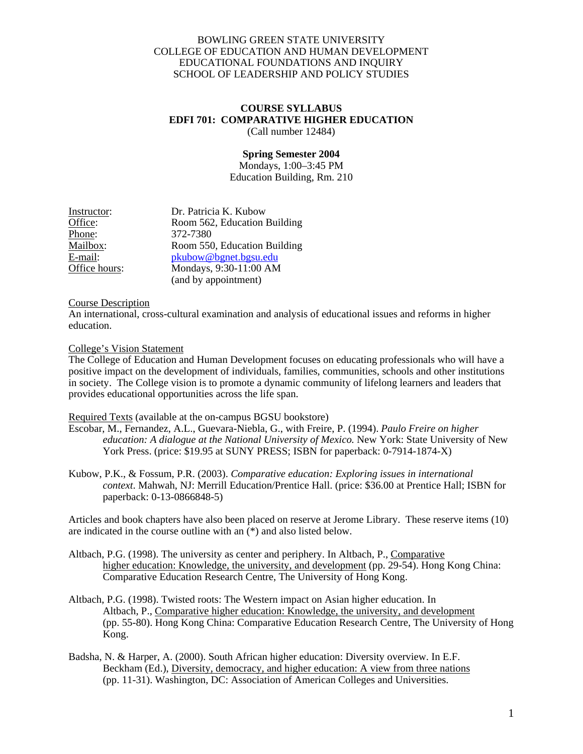BOWLING GREEN STATE UNIVERSITY
COLLEGE OF EDUCATION AND HUMAN DEVELOPMENT
EDUCATIONAL FOUNDATIONS AND INQUIRY
SCHOOL OF LEADERSHIP AND POLICY STUDIES

# COURSE SYLLABUS
# EDFI 701: COMPARATIVE HIGHER EDUCATION

(Call number 12484)

**Spring Semester 2004**

Mondays, 1:00–3:45 PM
Education Building, Rm. 210

| | |
|---|---|
| Instructor: | Dr. Patricia K. Kubow |
| Office: | Room 562, Education Building |
| Phone: | 372-7380 |
| Mailbox: | Room 550, Education Building |
| E-mail: | pkubow@bgnet.bgsu.edu |
| Office hours: | Mondays, 9:30-11:00 AM (and by appointment) |

Course Description

An international, cross-cultural examination and analysis of educational issues and reforms in higher education.

College's Vision Statement

The College of Education and Human Development focuses on educating professionals who will have a positive impact on the development of individuals, families, communities, schools and other institutions in society. The College vision is to promote a dynamic community of lifelong learners and leaders that provides educational opportunities across the life span.

Required Texts (available at the on-campus BGSU bookstore)

Escobar, M., Fernandez, A.L., Guevara-Niebla, G., with Freire, P. (1994). *Paulo Freire on higher education: A dialogue at the National University of Mexico.* New York: State University of New York Press. (price: $19.95 at SUNY PRESS; ISBN for paperback: 0-7914-1874-X)

Kubow, P.K., & Fossum, P.R. (2003). *Comparative education: Exploring issues in international context*. Mahwah, NJ: Merrill Education/Prentice Hall. (price: $36.00 at Prentice Hall; ISBN for paperback: 0-13-0866848-5)

Articles and book chapters have also been placed on reserve at Jerome Library. These reserve items (10) are indicated in the course outline with an (*) and also listed below.

Altbach, P.G. (1998). The university as center and periphery. In Altbach, P., Comparative higher education: Knowledge, the university, and development (pp. 29-54). Hong Kong China: Comparative Education Research Centre, The University of Hong Kong.

Altbach, P.G. (1998). Twisted roots: The Western impact on Asian higher education. In Altbach, P., Comparative higher education: Knowledge, the university, and development (pp. 55-80). Hong Kong China: Comparative Education Research Centre, The University of Hong Kong.

Badsha, N. & Harper, A. (2000). South African higher education: Diversity overview. In E.F. Beckham (Ed.), Diversity, democracy, and higher education: A view from three nations (pp. 11-31). Washington, DC: Association of American Colleges and Universities.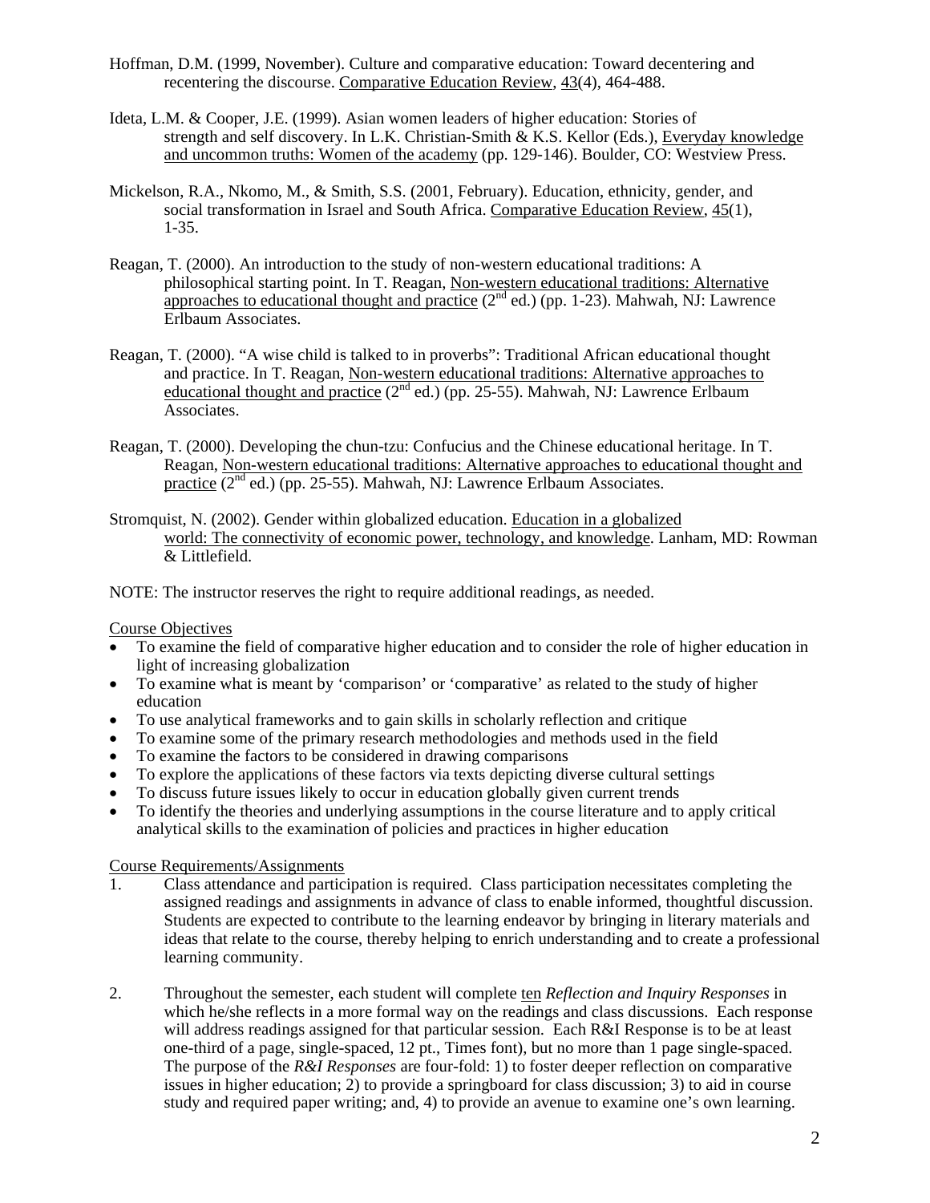Hoffman, D.M. (1999, November). Culture and comparative education: Toward decentering and recentering the discourse. Comparative Education Review, 43(4), 464-488.

Ideta, L.M. & Cooper, J.E. (1999). Asian women leaders of higher education: Stories of strength and self discovery. In L.K. Christian-Smith & K.S. Kellor (Eds.), Everyday knowledge and uncommon truths: Women of the academy (pp. 129-146). Boulder, CO: Westview Press.

Mickelson, R.A., Nkomo, M., & Smith, S.S. (2001, February). Education, ethnicity, gender, and social transformation in Israel and South Africa. Comparative Education Review, 45(1), 1-35.

Reagan, T. (2000). An introduction to the study of non-western educational traditions: A philosophical starting point. In T. Reagan, Non-western educational traditions: Alternative approaches to educational thought and practice (2nd ed.) (pp. 1-23). Mahwah, NJ: Lawrence Erlbaum Associates.

Reagan, T. (2000). "A wise child is talked to in proverbs": Traditional African educational thought and practice. In T. Reagan, Non-western educational traditions: Alternative approaches to educational thought and practice (2nd ed.) (pp. 25-55). Mahwah, NJ: Lawrence Erlbaum Associates.

Reagan, T. (2000). Developing the chun-tzu: Confucius and the Chinese educational heritage. In T. Reagan, Non-western educational traditions: Alternative approaches to educational thought and practice (2nd ed.) (pp. 25-55). Mahwah, NJ: Lawrence Erlbaum Associates.

Stromquist, N. (2002). Gender within globalized education. Education in a globalized world: The connectivity of economic power, technology, and knowledge. Lanham, MD: Rowman & Littlefield.

NOTE: The instructor reserves the right to require additional readings, as needed.

Course Objectives

- To examine the field of comparative higher education and to consider the role of higher education in light of increasing globalization
- To examine what is meant by 'comparison' or 'comparative' as related to the study of higher education
- To use analytical frameworks and to gain skills in scholarly reflection and critique
- To examine some of the primary research methodologies and methods used in the field
- To examine the factors to be considered in drawing comparisons
- To explore the applications of these factors via texts depicting diverse cultural settings
- To discuss future issues likely to occur in education globally given current trends
- To identify the theories and underlying assumptions in the course literature and to apply critical analytical skills to the examination of policies and practices in higher education

Course Requirements/Assignments

1. Class attendance and participation is required. Class participation necessitates completing the assigned readings and assignments in advance of class to enable informed, thoughtful discussion. Students are expected to contribute to the learning endeavor by bringing in literary materials and ideas that relate to the course, thereby helping to enrich understanding and to create a professional learning community.

2. Throughout the semester, each student will complete ten *Reflection and Inquiry Responses* in which he/she reflects in a more formal way on the readings and class discussions. Each response will address readings assigned for that particular session. Each R&I Response is to be at least one-third of a page, single-spaced, 12 pt., Times font), but no more than 1 page single-spaced. The purpose of the *R&I Responses* are four-fold: 1) to foster deeper reflection on comparative issues in higher education; 2) to provide a springboard for class discussion; 3) to aid in course study and required paper writing; and, 4) to provide an avenue to examine one's own learning.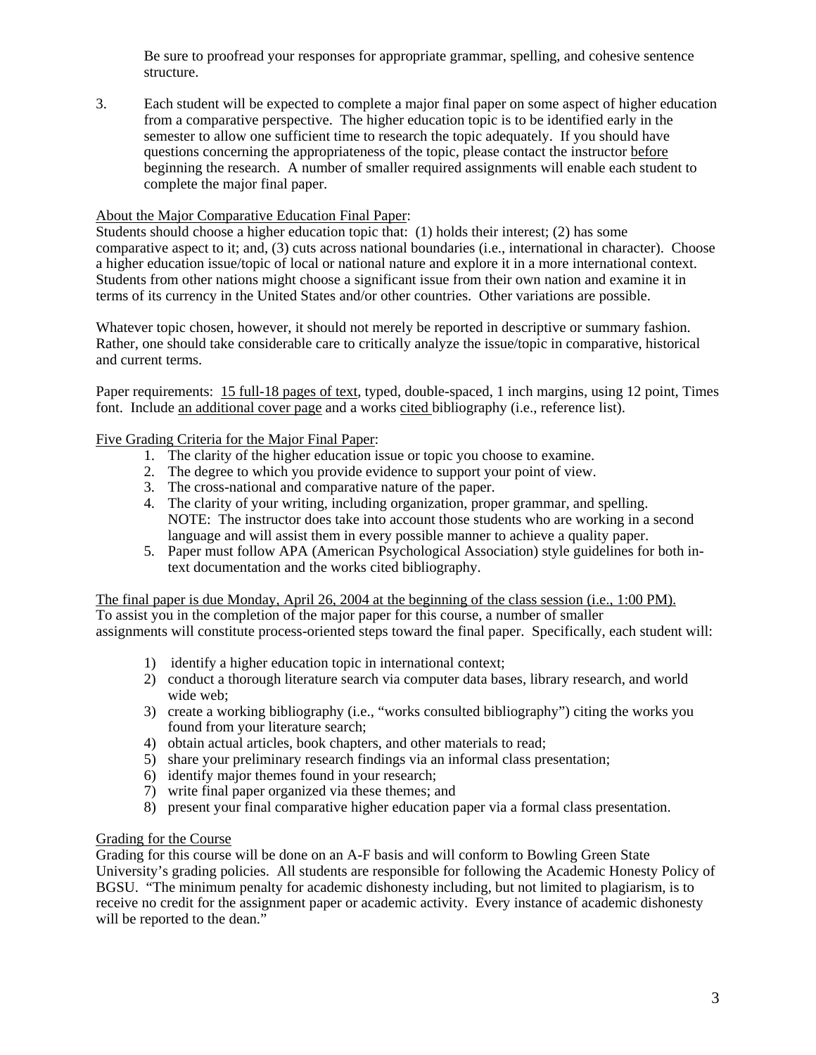Be sure to proofread your responses for appropriate grammar, spelling, and cohesive sentence structure.

3. Each student will be expected to complete a major final paper on some aspect of higher education from a comparative perspective. The higher education topic is to be identified early in the semester to allow one sufficient time to research the topic adequately. If you should have questions concerning the appropriateness of the topic, please contact the instructor before beginning the research. A number of smaller required assignments will enable each student to complete the major final paper.

About the Major Comparative Education Final Paper:
Students should choose a higher education topic that: (1) holds their interest; (2) has some comparative aspect to it; and, (3) cuts across national boundaries (i.e., international in character). Choose a higher education issue/topic of local or national nature and explore it in a more international context. Students from other nations might choose a significant issue from their own nation and examine it in terms of its currency in the United States and/or other countries. Other variations are possible.

Whatever topic chosen, however, it should not merely be reported in descriptive or summary fashion. Rather, one should take considerable care to critically analyze the issue/topic in comparative, historical and current terms.

Paper requirements: 15 full-18 pages of text, typed, double-spaced, 1 inch margins, using 12 point, Times font. Include an additional cover page and a works cited bibliography (i.e., reference list).

Five Grading Criteria for the Major Final Paper:

1. The clarity of the higher education issue or topic you choose to examine.
2. The degree to which you provide evidence to support your point of view.
3. The cross-national and comparative nature of the paper.
4. The clarity of your writing, including organization, proper grammar, and spelling. NOTE: The instructor does take into account those students who are working in a second language and will assist them in every possible manner to achieve a quality paper.
5. Paper must follow APA (American Psychological Association) style guidelines for both in-text documentation and the works cited bibliography.

The final paper is due Monday, April 26, 2004 at the beginning of the class session (i.e., 1:00 PM).
To assist you in the completion of the major paper for this course, a number of smaller assignments will constitute process-oriented steps toward the final paper. Specifically, each student will:

1) identify a higher education topic in international context;
2) conduct a thorough literature search via computer data bases, library research, and world wide web;
3) create a working bibliography (i.e., "works consulted bibliography") citing the works you found from your literature search;
4) obtain actual articles, book chapters, and other materials to read;
5) share your preliminary research findings via an informal class presentation;
6) identify major themes found in your research;
7) write final paper organized via these themes; and
8) present your final comparative higher education paper via a formal class presentation.

Grading for the Course
Grading for this course will be done on an A-F basis and will conform to Bowling Green State University's grading policies. All students are responsible for following the Academic Honesty Policy of BGSU. "The minimum penalty for academic dishonesty including, but not limited to plagiarism, is to receive no credit for the assignment paper or academic activity. Every instance of academic dishonesty will be reported to the dean."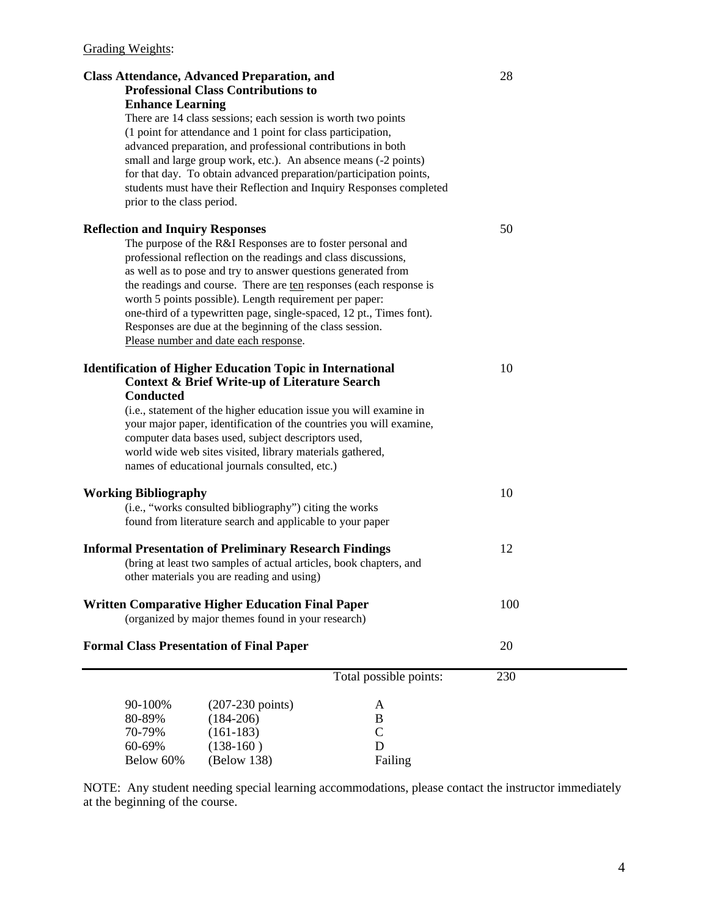Grading Weights:

| | |
|---|---|
| **Class Attendance, Advanced Preparation, and Professional Class Contributions to Enhance Learning**<br>There are 14 class sessions; each session is worth two points (1 point for attendance and 1 point for class participation, advanced preparation, and professional contributions in both small and large group work, etc.). An absence means (-2 points) for that day. To obtain advanced preparation/participation points, students must have their Reflection and Inquiry Responses completed prior to the class period. | 28 |
| **Reflection and Inquiry Responses**<br>The purpose of the R&I Responses are to foster personal and professional reflection on the readings and class discussions, as well as to pose and try to answer questions generated from the readings and course. There are <u>ten</u> responses (each response is worth 5 points possible). Length requirement per paper: one-third of a typewritten page, single-spaced, 12 pt., Times font). Responses are due at the beginning of the class session. <u>Please number and date each response</u>. | 50 |
| **Identification of Higher Education Topic in International Context & Brief Write-up of Literature Search Conducted**<br>(i.e., statement of the higher education issue you will examine in your major paper, identification of the countries you will examine, computer data bases used, subject descriptors used, world wide web sites visited, library materials gathered, names of educational journals consulted, etc.) | 10 |
| **Working Bibliography**<br>(i.e., "works consulted bibliography") citing the works found from literature search and applicable to your paper | 10 |
| **Informal Presentation of Preliminary Research Findings**<br>(bring at least two samples of actual articles, book chapters, and other materials you are reading and using) | 12 |
| **Written Comparative Higher Education Final Paper**<br>(organized by major themes found in your research) | 100 |
| **Formal Class Presentation of Final Paper** | 20 |
| Total possible points: | 230 |

| | | |
|---|---|---|
| 90-100% | (207-230 points) | A |
| 80-89% | (184-206) | B |
| 70-79% | (161-183) | C |
| 60-69% | (138-160 ) | D |
| Below 60% | (Below 138) | Failing |

NOTE: Any student needing special learning accommodations, please contact the instructor immediately at the beginning of the course.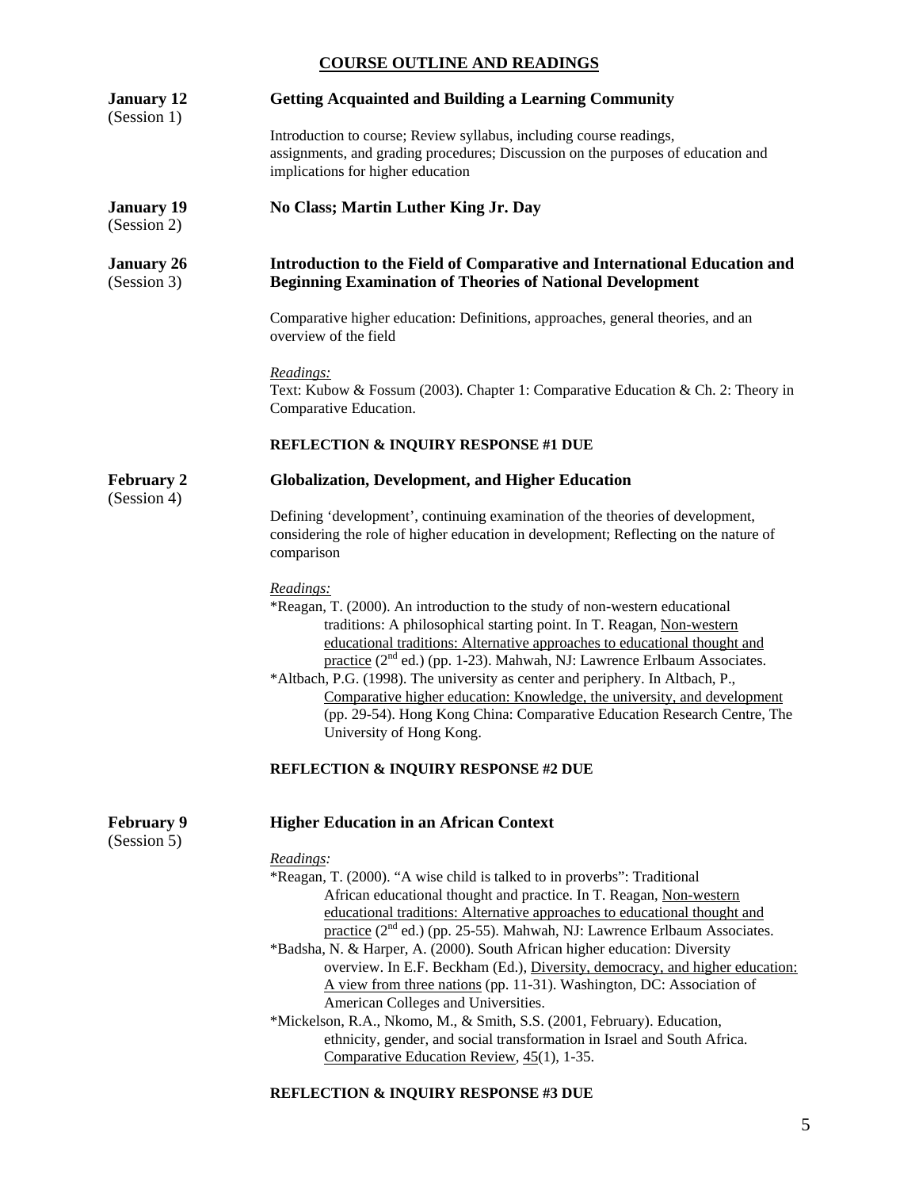## COURSE OUTLINE AND READINGS

**January 12** (Session 1)

**Getting Acquainted and Building a Learning Community**

Introduction to course; Review syllabus, including course readings, assignments, and grading procedures; Discussion on the purposes of education and implications for higher education

**January 19** (Session 2)

**No Class; Martin Luther King Jr. Day**

**January 26** (Session 3)

**Introduction to the Field of Comparative and International Education and Beginning Examination of Theories of National Development**

Comparative higher education: Definitions, approaches, general theories, and an overview of the field

*Readings:*

Text: Kubow & Fossum (2003). Chapter 1: Comparative Education & Ch. 2: Theory in Comparative Education.

**REFLECTION & INQUIRY RESPONSE #1 DUE**

**February 2** (Session 4)

**Globalization, Development, and Higher Education**

Defining 'development', continuing examination of the theories of development, considering the role of higher education in development; Reflecting on the nature of comparison

*Readings:*

*Reagan, T. (2000). An introduction to the study of non-western educational traditions: A philosophical starting point. In T. Reagan, Non-western educational traditions: Alternative approaches to educational thought and practice (2nd ed.) (pp. 1-23). Mahwah, NJ: Lawrence Erlbaum Associates.

*Altbach, P.G. (1998). The university as center and periphery. In Altbach, P., Comparative higher education: Knowledge, the university, and development (pp. 29-54). Hong Kong China: Comparative Education Research Centre, The University of Hong Kong.

**REFLECTION & INQUIRY RESPONSE #2 DUE**

**February 9** (Session 5)

**Higher Education in an African Context**

*Readings:*

*Reagan, T. (2000). "A wise child is talked to in proverbs": Traditional African educational thought and practice. In T. Reagan, Non-western educational traditions: Alternative approaches to educational thought and practice (2nd ed.) (pp. 25-55). Mahwah, NJ: Lawrence Erlbaum Associates.

*Badsha, N. & Harper, A. (2000). South African higher education: Diversity overview. In E.F. Beckham (Ed.), Diversity, democracy, and higher education: A view from three nations (pp. 11-31). Washington, DC: Association of American Colleges and Universities.

*Mickelson, R.A., Nkomo, M., & Smith, S.S. (2001, February). Education, ethnicity, gender, and social transformation in Israel and South Africa. Comparative Education Review, 45(1), 1-35.

**REFLECTION & INQUIRY RESPONSE #3 DUE**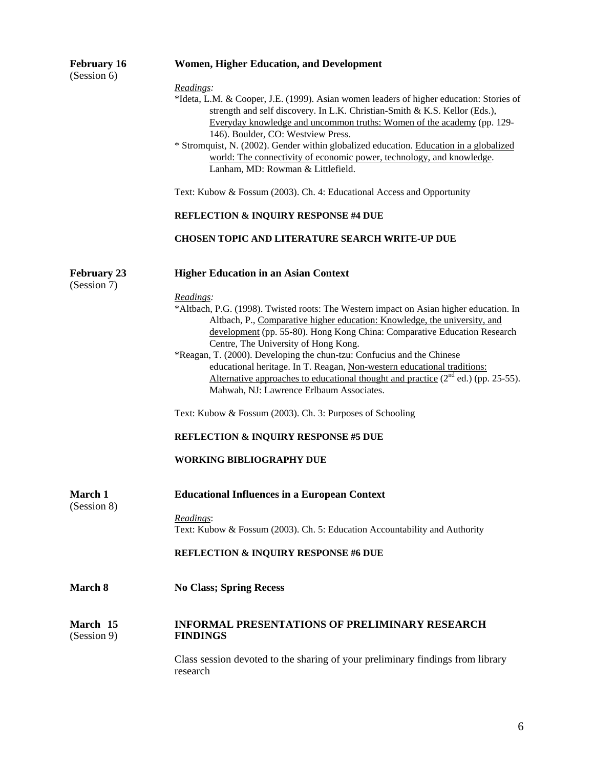**February 16** (Session 6) — **Women, Higher Education, and Development**

*Readings:*

*Ideta, L.M. & Cooper, J.E. (1999). Asian women leaders of higher education: Stories of strength and self discovery. In L.K. Christian-Smith & K.S. Kellor (Eds.), Everyday knowledge and uncommon truths: Women of the academy (pp. 129-146). Boulder, CO: Westview Press.

* Stromquist, N. (2002). Gender within globalized education. Education in a globalized world: The connectivity of economic power, technology, and knowledge. Lanham, MD: Rowman & Littlefield.

Text: Kubow & Fossum (2003). Ch. 4: Educational Access and Opportunity

**REFLECTION & INQUIRY RESPONSE #4 DUE**

**CHOSEN TOPIC AND LITERATURE SEARCH WRITE-UP DUE**

**February 23** (Session 7) — **Higher Education in an Asian Context**

*Readings:*

*Altbach, P.G. (1998). Twisted roots: The Western impact on Asian higher education. In Altbach, P., Comparative higher education: Knowledge, the university, and development (pp. 55-80). Hong Kong China: Comparative Education Research Centre, The University of Hong Kong.

*Reagan, T. (2000). Developing the chun-tzu: Confucius and the Chinese educational heritage. In T. Reagan, Non-western educational traditions: Alternative approaches to educational thought and practice (2nd ed.) (pp. 25-55). Mahwah, NJ: Lawrence Erlbaum Associates.

Text: Kubow & Fossum (2003). Ch. 3: Purposes of Schooling

**REFLECTION & INQUIRY RESPONSE #5 DUE**

**WORKING BIBLIOGRAPHY DUE**

**March 1** (Session 8) — **Educational Influences in a European Context**

*Readings*:
Text: Kubow & Fossum (2003). Ch. 5: Education Accountability and Authority

**REFLECTION & INQUIRY RESPONSE #6 DUE**

**March 8** — **No Class; Spring Recess**

**March 15** (Session 9) — **INFORMAL PRESENTATIONS OF PRELIMINARY RESEARCH FINDINGS**

Class session devoted to the sharing of your preliminary findings from library research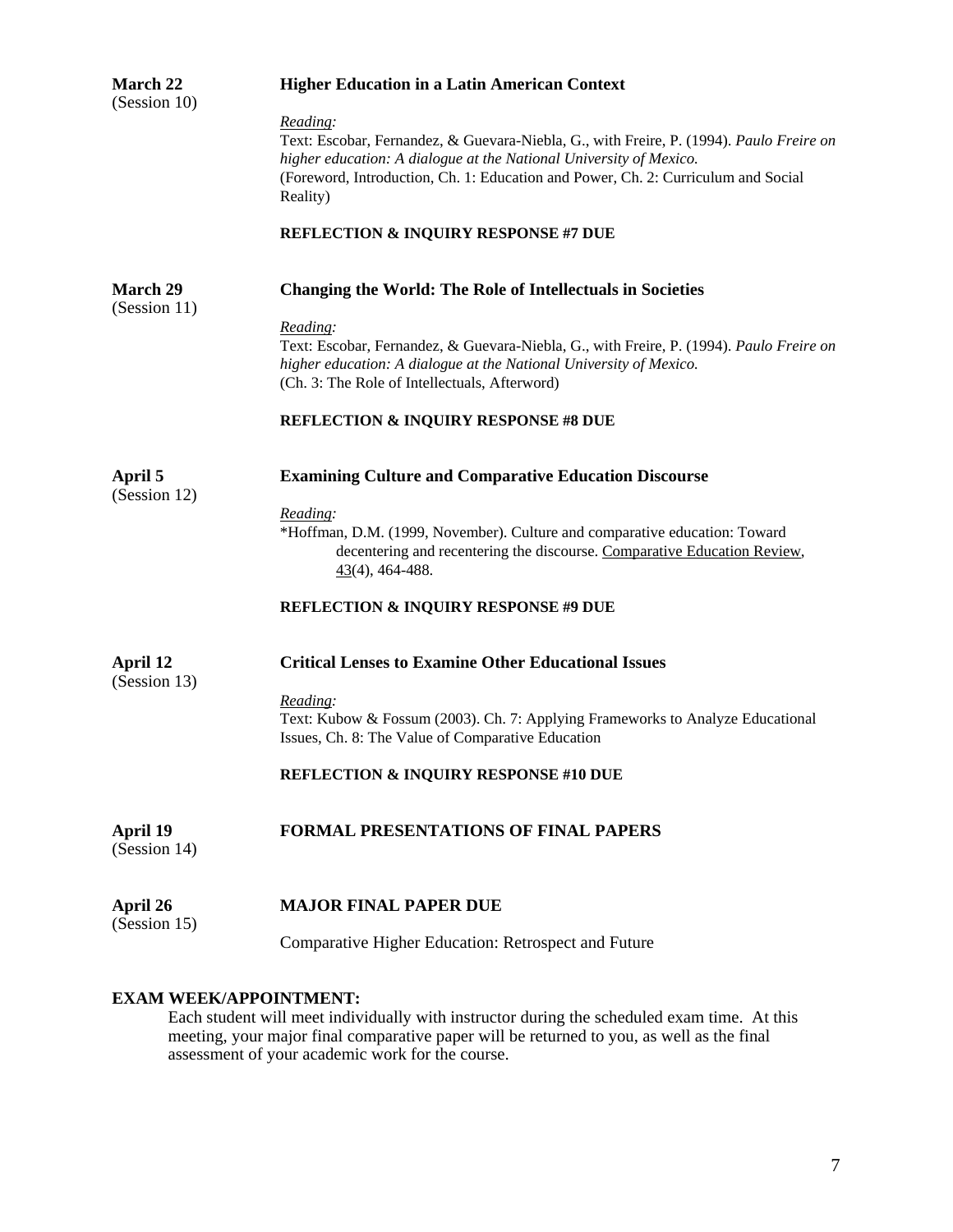**March 22** (Session 10)

**Higher Education in a Latin American Context**

*Reading:*
Text: Escobar, Fernandez, & Guevara-Niebla, G., with Freire, P. (1994). *Paulo Freire on higher education: A dialogue at the National University of Mexico.*
(Foreword, Introduction, Ch. 1: Education and Power, Ch. 2: Curriculum and Social Reality)

**REFLECTION & INQUIRY RESPONSE #7 DUE**

**March 29** (Session 11)

**Changing the World: The Role of Intellectuals in Societies**

*Reading:*
Text: Escobar, Fernandez, & Guevara-Niebla, G., with Freire, P. (1994). *Paulo Freire on higher education: A dialogue at the National University of Mexico.*
(Ch. 3: The Role of Intellectuals, Afterword)

**REFLECTION & INQUIRY RESPONSE #8 DUE**

**April 5** (Session 12)

**Examining Culture and Comparative Education Discourse**

*Reading:*
*Hoffman, D.M. (1999, November). Culture and comparative education: Toward decentering and recentering the discourse. Comparative Education Review, 43(4), 464-488.

**REFLECTION & INQUIRY RESPONSE #9 DUE**

**April 12** (Session 13)

**Critical Lenses to Examine Other Educational Issues**

*Reading:*
Text: Kubow & Fossum (2003). Ch. 7: Applying Frameworks to Analyze Educational Issues, Ch. 8: The Value of Comparative Education

**REFLECTION & INQUIRY RESPONSE #10 DUE**

**April 19** (Session 14)

**FORMAL PRESENTATIONS OF FINAL PAPERS**

**April 26** (Session 15)

**MAJOR FINAL PAPER DUE**

Comparative Higher Education: Retrospect and Future

**EXAM WEEK/APPOINTMENT:**

Each student will meet individually with instructor during the scheduled exam time. At this meeting, your major final comparative paper will be returned to you, as well as the final assessment of your academic work for the course.